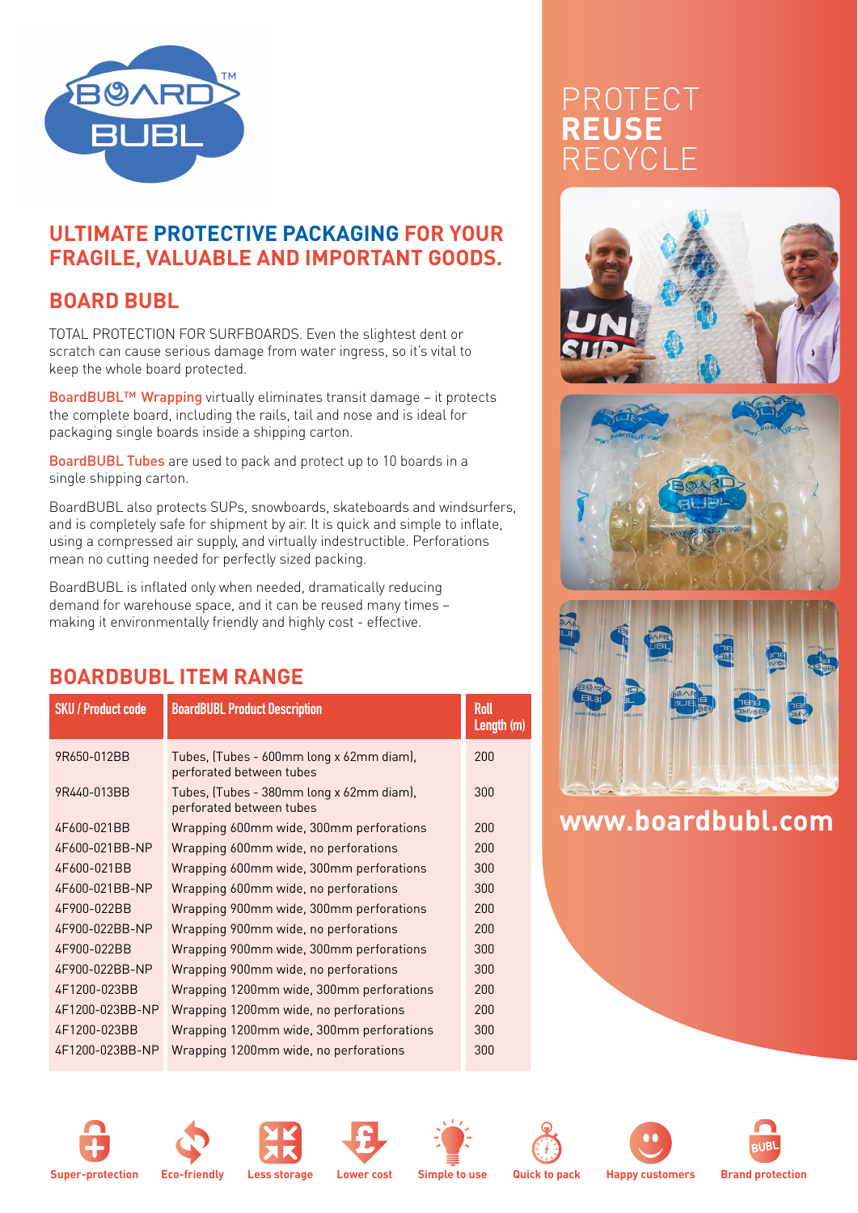# BOARD BUBL™

## ULTIMATE PROTECTIVE PACKAGING FOR YOUR FRAGILE, VALUABLE AND IMPORTANT GOODS.

## BOARD BUBL

TOTAL PROTECTION FOR SURFBOARDS. Even the slightest dent or scratch can cause serious damage from water ingress, so it's vital to keep the whole board protected.

BoardBUBL™ Wrapping virtually eliminates transit damage – it protects the complete board, including the rails, tail and nose and is ideal for packaging single boards inside a shipping carton.

BoardBUBL Tubes are used to pack and protect up to 10 boards in a single shipping carton.

BoardBUBL also protects SUPs, snowboards, skateboards and windsurfers, and is completely safe for shipment by air. It is quick and simple to inflate, using a compressed air supply, and virtually indestructible. Perforations mean no cutting needed for perfectly sized packing.

BoardBUBL is inflated only when needed, dramatically reducing demand for warehouse space, and it can be reused many times – making it environmentally friendly and highly cost - effective.

## BOARDBUBL ITEM RANGE

| SKU / Product code | BoardBUBL Product Description | Roll Length (m) |
|---|---|---|
| 9R650-012BB | Tubes, (Tubes - 600mm long x 62mm diam), perforated between tubes | 200 |
| 9R440-013BB | Tubes, (Tubes - 380mm long x 62mm diam), perforated between tubes | 300 |
| 4F600-021BB | Wrapping 600mm wide, 300mm perforations | 200 |
| 4F600-021BB-NP | Wrapping 600mm wide, no perforations | 200 |
| 4F600-021BB | Wrapping 600mm wide, 300mm perforations | 300 |
| 4F600-021BB-NP | Wrapping 600mm wide, no perforations | 300 |
| 4F900-022BB | Wrapping 900mm wide, 300mm perforations | 200 |
| 4F900-022BB-NP | Wrapping 900mm wide, no perforations | 200 |
| 4F900-022BB | Wrapping 900mm wide, 300mm perforations | 300 |
| 4F900-022BB-NP | Wrapping 900mm wide, no perforations | 300 |
| 4F1200-023BB | Wrapping 1200mm wide, 300mm perforations | 200 |
| 4F1200-023BB-NP | Wrapping 1200mm wide, no perforations | 200 |
| 4F1200-023BB | Wrapping 1200mm wide, 300mm perforations | 300 |
| 4F1200-023BB-NP | Wrapping 1200mm wide, no perforations | 300 |

# PROTECT **REUSE** RECYCLE

**www.boardbubl.com**

Super-protection | Eco-friendly | Less storage | Lower cost | Simple to use | Quick to pack | Happy customers | Brand protection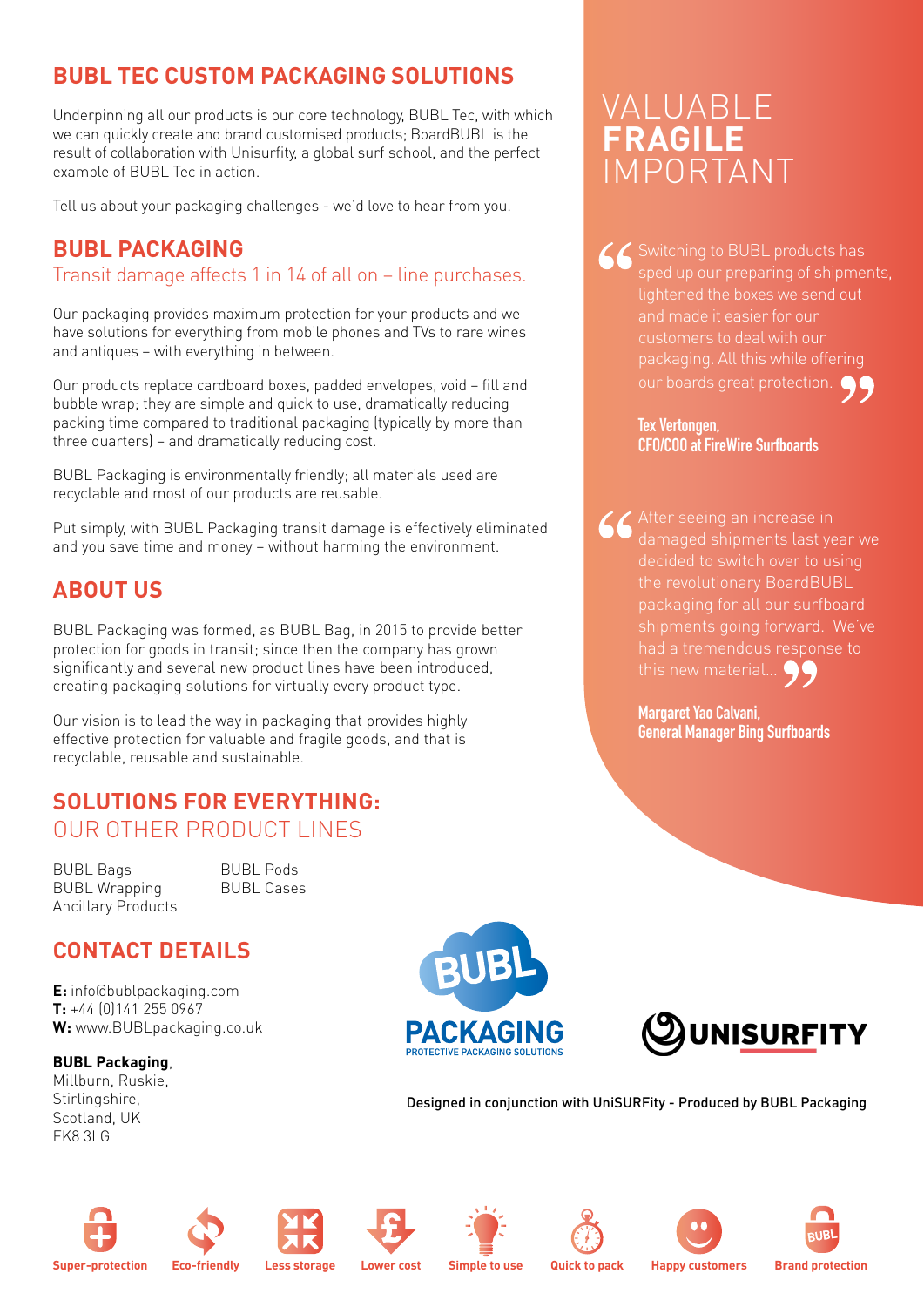## BUBL TEC CUSTOM PACKAGING SOLUTIONS

Underpinning all our products is our core technology, BUBL Tec, with which we can quickly create and brand customised products; BoardBUBL is the result of collaboration with Unisurfity, a global surf school, and the perfect example of BUBL Tec in action.

Tell us about your packaging challenges - we'd love to hear from you.

## BUBL PACKAGING

Transit damage affects 1 in 14 of all on – line purchases.

Our packaging provides maximum protection for your products and we have solutions for everything from mobile phones and TVs to rare wines and antiques – with everything in between.

Our products replace cardboard boxes, padded envelopes, void – fill and bubble wrap; they are simple and quick to use, dramatically reducing packing time compared to traditional packaging (typically by more than three quarters) – and dramatically reducing cost.

BUBL Packaging is environmentally friendly; all materials used are recyclable and most of our products are reusable.

Put simply, with BUBL Packaging transit damage is effectively eliminated and you save time and money – without harming the environment.

## ABOUT US

BUBL Packaging was formed, as BUBL Bag, in 2015 to provide better protection for goods in transit; since then the company has grown significantly and several new product lines have been introduced, creating packaging solutions for virtually every product type.

Our vision is to lead the way in packaging that provides highly effective protection for valuable and fragile goods, and that is recyclable, reusable and sustainable.

## SOLUTIONS FOR EVERYTHING: OUR OTHER PRODUCT LINES

- BUBL Bags
- BUBL Wrapping
- Ancillary Products
- BUBL Pods
- BUBL Cases

## CONTACT DETAILS

**E:** info@bublpackaging.com
**T:** +44 (0)141 255 0967
**W:** www.BUBLpackaging.co.uk

**BUBL Packaging**,
Millburn, Ruskie,
Stirlingshire,
Scotland, UK
FK8 3LG

# VALUABLE **FRAGILE** IMPORTANT

> “Switching to BUBL products has sped up our preparing of shipments, lightened the boxes we send out and made it easier for our customers to deal with our packaging. All this while offering our boards great protection.”
>
> **Tex Vertongen, CFO/COO at FireWire Surfboards**

> “After seeing an increase in damaged shipments last year we decided to switch over to using the revolutionary BoardBUBL packaging for all our surfboard shipments going forward. We've had a tremendous response to this new material...”
>
> **Margaret Yao Calvani, General Manager Bing Surfboards**

BUBL PACKAGING
PROTECTIVE PACKAGING SOLUTIONS

UNISURFITY

Designed in conjunction with UniSURFity - Produced by BUBL Packaging

Super-protection | Eco-friendly | Less storage | Lower cost | Simple to use | Quick to pack | Happy customers | Brand protection